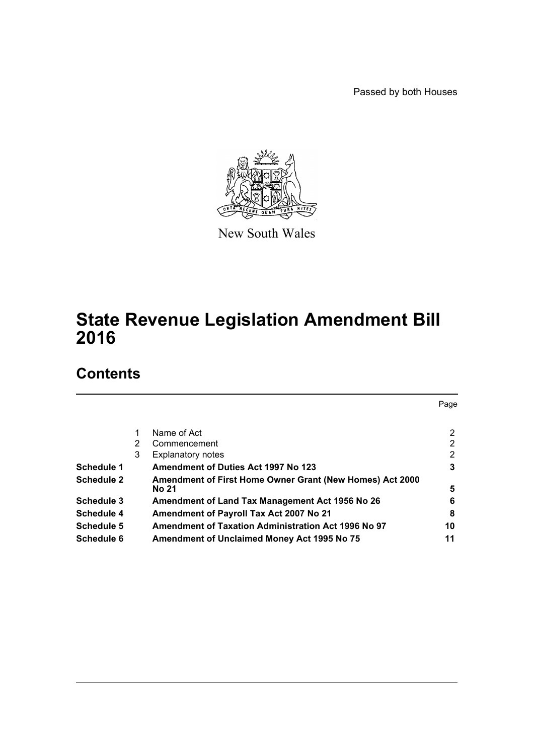Passed by both Houses

New South Wales

# State Revenue Legislation Amendment Bill 2016

## Contents

| | | | Page |
|---|---|---|---|
| | 1 | Name of Act | 2 |
| | 2 | Commencement | 2 |
| | 3 | Explanatory notes | 2 |
| **Schedule 1** | | **Amendment of Duties Act 1997 No 123** | **3** |
| **Schedule 2** | | **Amendment of First Home Owner Grant (New Homes) Act 2000 No 21** | **5** |
| **Schedule 3** | | **Amendment of Land Tax Management Act 1956 No 26** | **6** |
| **Schedule 4** | | **Amendment of Payroll Tax Act 2007 No 21** | **8** |
| **Schedule 5** | | **Amendment of Taxation Administration Act 1996 No 97** | **10** |
| **Schedule 6** | | **Amendment of Unclaimed Money Act 1995 No 75** | **11** |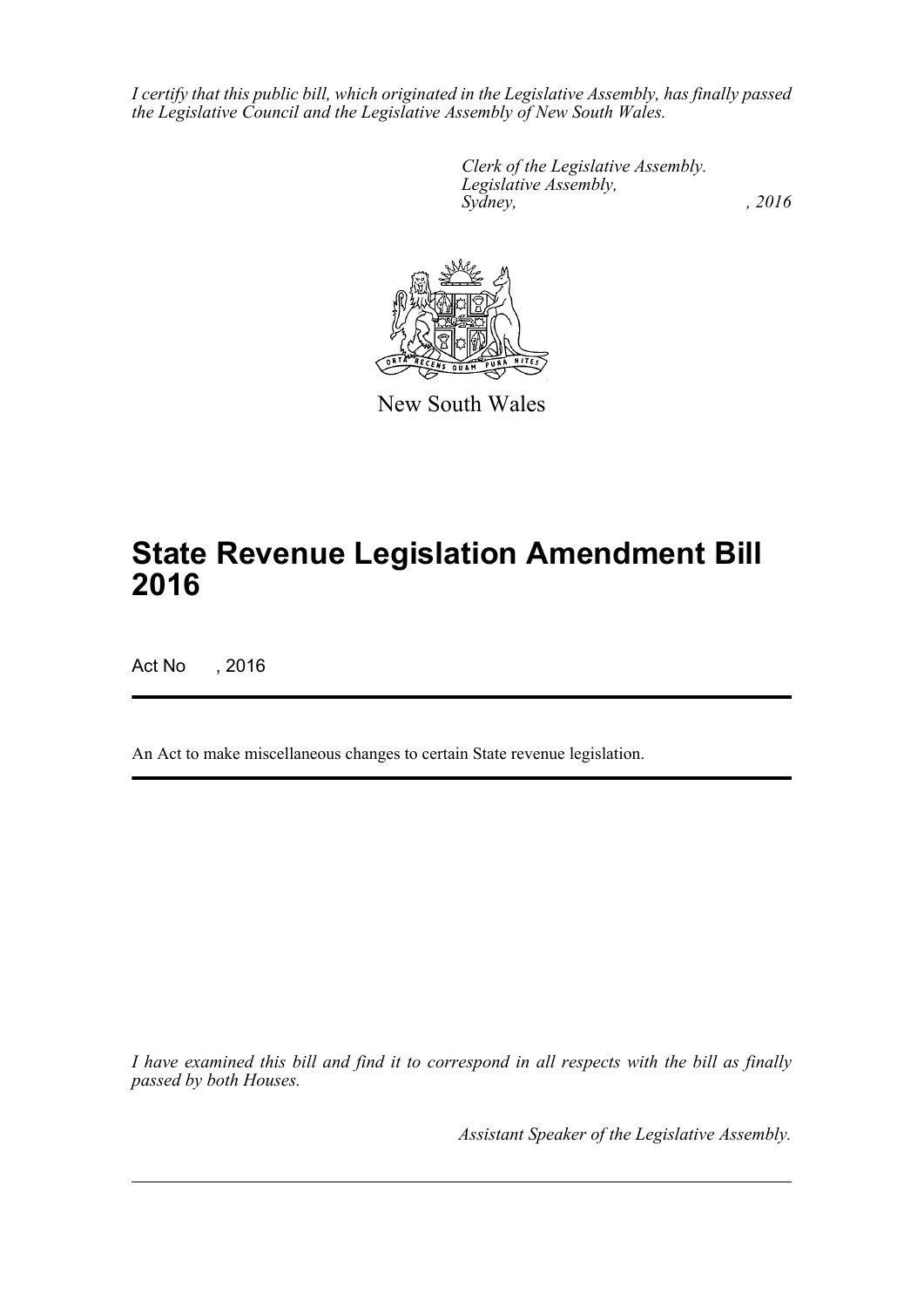*I certify that this public bill, which originated in the Legislative Assembly, has finally passed the Legislative Council and the Legislative Assembly of New South Wales.*

*Clerk of the Legislative Assembly.*
*Legislative Assembly,*
*Sydney, , 2016*

New South Wales

# State Revenue Legislation Amendment Bill 2016

Act No , 2016

An Act to make miscellaneous changes to certain State revenue legislation.

*I have examined this bill and find it to correspond in all respects with the bill as finally passed by both Houses.*

*Assistant Speaker of the Legislative Assembly.*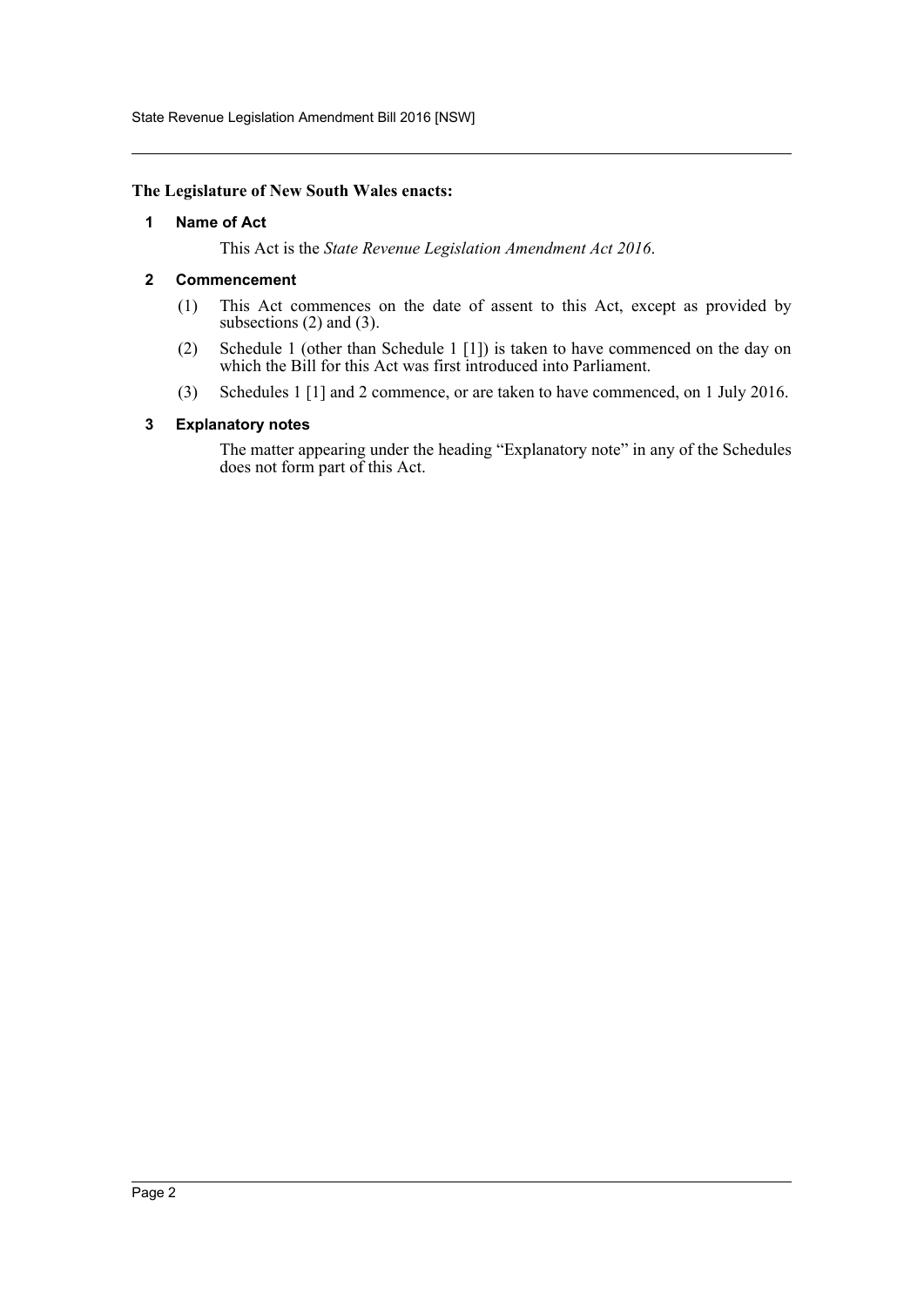**The Legislature of New South Wales enacts:**

### 1 Name of Act

This Act is the *State Revenue Legislation Amendment Act 2016*.

### 2 Commencement

(1) This Act commences on the date of assent to this Act, except as provided by subsections (2) and (3).

(2) Schedule 1 (other than Schedule 1 [1]) is taken to have commenced on the day on which the Bill for this Act was first introduced into Parliament.

(3) Schedules 1 [1] and 2 commence, or are taken to have commenced, on 1 July 2016.

### 3 Explanatory notes

The matter appearing under the heading "Explanatory note" in any of the Schedules does not form part of this Act.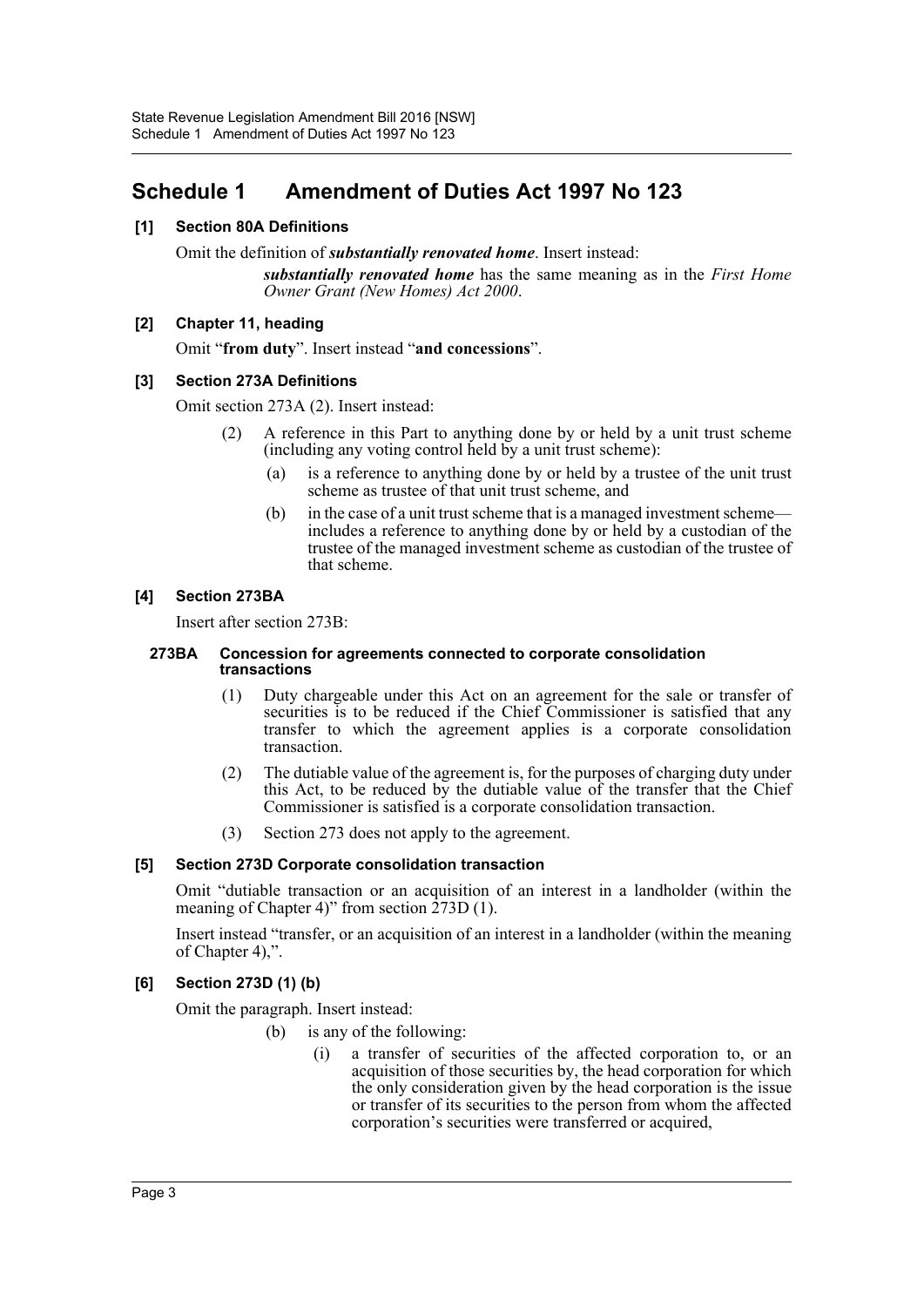# Schedule 1 Amendment of Duties Act 1997 No 123

**[1] Section 80A Definitions**

Omit the definition of ***substantially renovated home***. Insert instead:

> ***substantially renovated home*** has the same meaning as in the *First Home Owner Grant (New Homes) Act 2000*.

**[2] Chapter 11, heading**

Omit "**from duty**". Insert instead "**and concessions**".

**[3] Section 273A Definitions**

Omit section 273A (2). Insert instead:

> (2) A reference in this Part to anything done by or held by a unit trust scheme (including any voting control held by a unit trust scheme):
>
> (a) is a reference to anything done by or held by a trustee of the unit trust scheme as trustee of that unit trust scheme, and
>
> (b) in the case of a unit trust scheme that is a managed investment scheme—includes a reference to anything done by or held by a custodian of the trustee of the managed investment scheme as custodian of the trustee of that scheme.

**[4] Section 273BA**

Insert after section 273B:

> **273BA Concession for agreements connected to corporate consolidation transactions**
>
> (1) Duty chargeable under this Act on an agreement for the sale or transfer of securities is to be reduced if the Chief Commissioner is satisfied that any transfer to which the agreement applies is a corporate consolidation transaction.
>
> (2) The dutiable value of the agreement is, for the purposes of charging duty under this Act, to be reduced by the dutiable value of the transfer that the Chief Commissioner is satisfied is a corporate consolidation transaction.
>
> (3) Section 273 does not apply to the agreement.

**[5] Section 273D Corporate consolidation transaction**

Omit "dutiable transaction or an acquisition of an interest in a landholder (within the meaning of Chapter 4)" from section 273D (1).

Insert instead "transfer, or an acquisition of an interest in a landholder (within the meaning of Chapter 4),".

**[6] Section 273D (1) (b)**

Omit the paragraph. Insert instead:

> (b) is any of the following:
>
> (i) a transfer of securities of the affected corporation to, or an acquisition of those securities by, the head corporation for which the only consideration given by the head corporation is the issue or transfer of its securities to the person from whom the affected corporation's securities were transferred or acquired,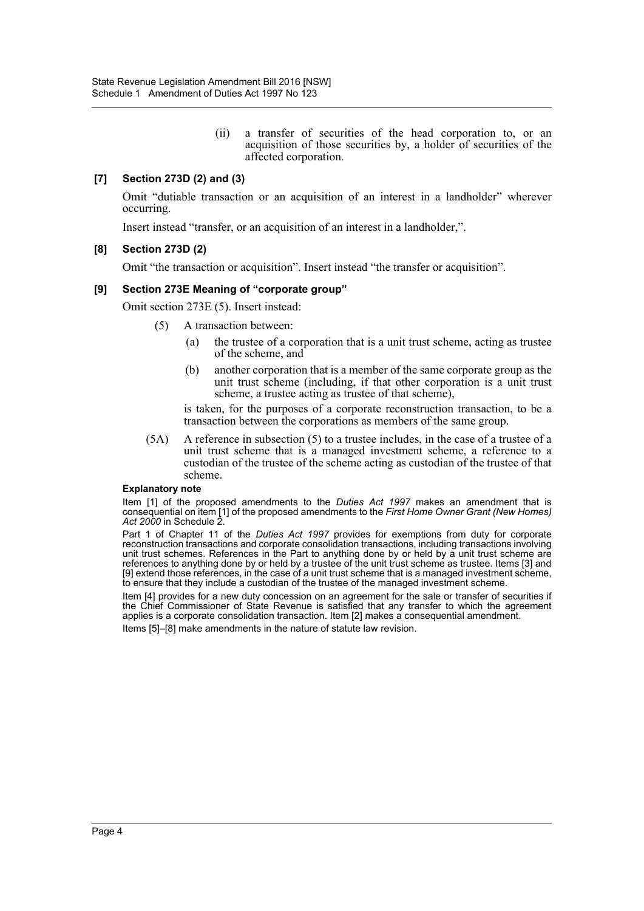(ii) a transfer of securities of the head corporation to, or an acquisition of those securities by, a holder of securities of the affected corporation.

### [7] Section 273D (2) and (3)

Omit "dutiable transaction or an acquisition of an interest in a landholder" wherever occurring.

Insert instead "transfer, or an acquisition of an interest in a landholder,".

### [8] Section 273D (2)

Omit "the transaction or acquisition". Insert instead "the transfer or acquisition".

### [9] Section 273E Meaning of "corporate group"

Omit section 273E (5). Insert instead:

(5) A transaction between:

- (a) the trustee of a corporation that is a unit trust scheme, acting as trustee of the scheme, and
- (b) another corporation that is a member of the same corporate group as the unit trust scheme (including, if that other corporation is a unit trust scheme, a trustee acting as trustee of that scheme),

is taken, for the purposes of a corporate reconstruction transaction, to be a transaction between the corporations as members of the same group.

(5A) A reference in subsection (5) to a trustee includes, in the case of a trustee of a unit trust scheme that is a managed investment scheme, a reference to a custodian of the trustee of the scheme acting as custodian of the trustee of that scheme.

**Explanatory note**

Item [1] of the proposed amendments to the *Duties Act 1997* makes an amendment that is consequential on item [1] of the proposed amendments to the *First Home Owner Grant (New Homes) Act 2000* in Schedule 2.

Part 1 of Chapter 11 of the *Duties Act 1997* provides for exemptions from duty for corporate reconstruction transactions and corporate consolidation transactions, including transactions involving unit trust schemes. References in the Part to anything done by or held by a unit trust scheme are references to anything done by or held by a trustee of the unit trust scheme as trustee. Items [3] and [9] extend those references, in the case of a unit trust scheme that is a managed investment scheme, to ensure that they include a custodian of the trustee of the managed investment scheme.

Item [4] provides for a new duty concession on an agreement for the sale or transfer of securities if the Chief Commissioner of State Revenue is satisfied that any transfer to which the agreement applies is a corporate consolidation transaction. Item [2] makes a consequential amendment.

Items [5]–[8] make amendments in the nature of statute law revision.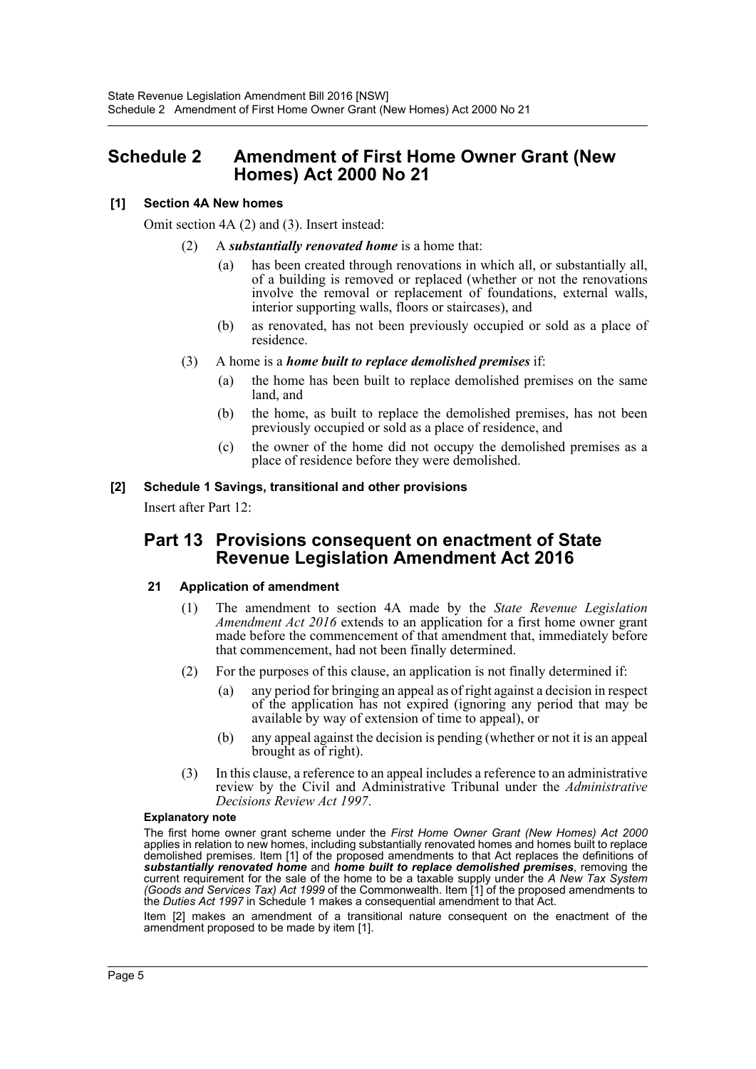## Schedule 2 Amendment of First Home Owner Grant (New Homes) Act 2000 No 21

### [1] Section 4A New homes

Omit section 4A (2) and (3). Insert instead:

(2) A ***substantially renovated home*** is a home that:

(a) has been created through renovations in which all, or substantially all, of a building is removed or replaced (whether or not the renovations involve the removal or replacement of foundations, external walls, interior supporting walls, floors or staircases), and

(b) as renovated, has not been previously occupied or sold as a place of residence.

(3) A home is a ***home built to replace demolished premises*** if:

(a) the home has been built to replace demolished premises on the same land, and

(b) the home, as built to replace the demolished premises, has not been previously occupied or sold as a place of residence, and

(c) the owner of the home did not occupy the demolished premises as a place of residence before they were demolished.

### [2] Schedule 1 Savings, transitional and other provisions

Insert after Part 12:

## Part 13 Provisions consequent on enactment of State Revenue Legislation Amendment Act 2016

### 21 Application of amendment

(1) The amendment to section 4A made by the *State Revenue Legislation Amendment Act 2016* extends to an application for a first home owner grant made before the commencement of that amendment that, immediately before that commencement, had not been finally determined.

(2) For the purposes of this clause, an application is not finally determined if:

(a) any period for bringing an appeal as of right against a decision in respect of the application has not expired (ignoring any period that may be available by way of extension of time to appeal), or

(b) any appeal against the decision is pending (whether or not it is an appeal brought as of right).

(3) In this clause, a reference to an appeal includes a reference to an administrative review by the Civil and Administrative Tribunal under the *Administrative Decisions Review Act 1997*.

**Explanatory note**

The first home owner grant scheme under the *First Home Owner Grant (New Homes) Act 2000* applies in relation to new homes, including substantially renovated homes and homes built to replace demolished premises. Item [1] of the proposed amendments to that Act replaces the definitions of ***substantially renovated home*** and ***home built to replace demolished premises***, removing the current requirement for the sale of the home to be a taxable supply under the *A New Tax System (Goods and Services Tax) Act 1999* of the Commonwealth. Item [1] of the proposed amendments to the *Duties Act 1997* in Schedule 1 makes a consequential amendment to that Act.

Item [2] makes an amendment of a transitional nature consequent on the enactment of the amendment proposed to be made by item [1].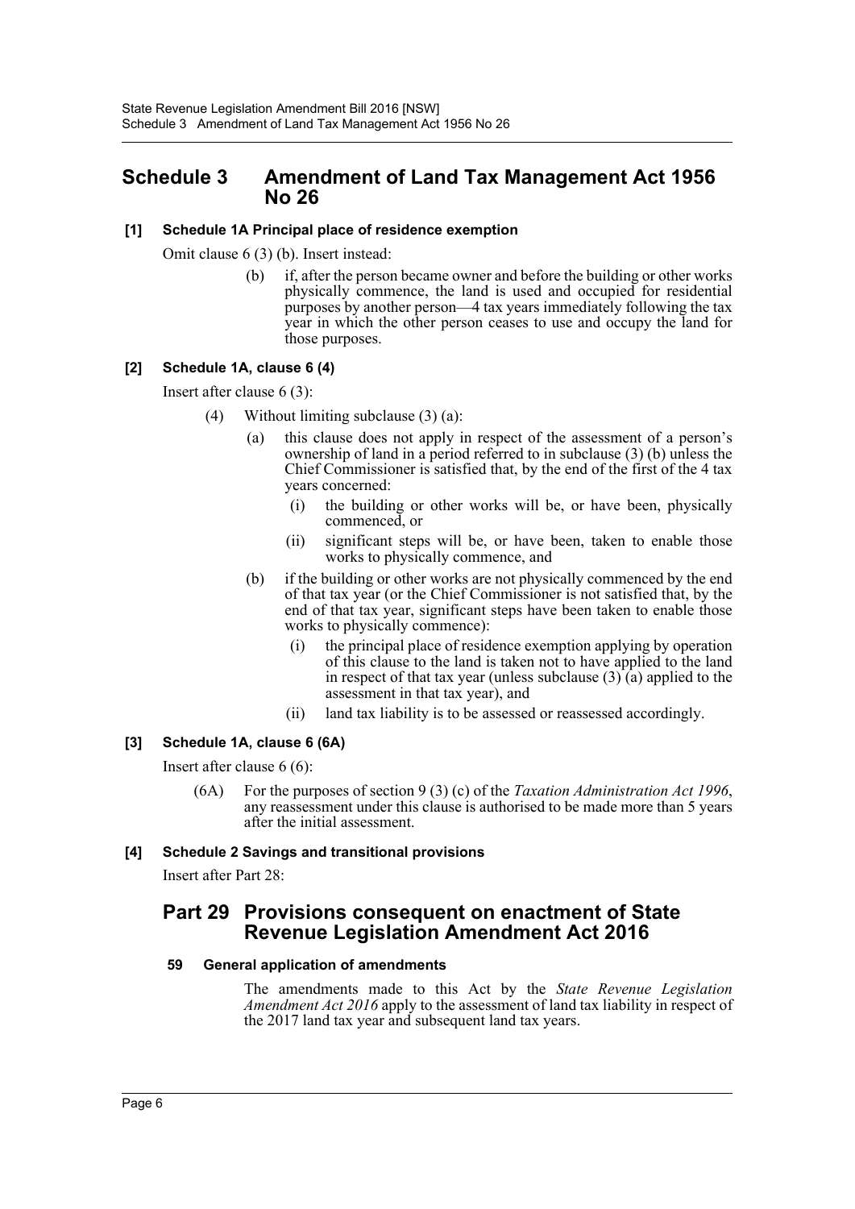# Schedule 3 Amendment of Land Tax Management Act 1956 No 26

### [1] Schedule 1A Principal place of residence exemption

Omit clause 6 (3) (b). Insert instead:

> (b) if, after the person became owner and before the building or other works physically commence, the land is used and occupied for residential purposes by another person—4 tax years immediately following the tax year in which the other person ceases to use and occupy the land for those purposes.

### [2] Schedule 1A, clause 6 (4)

Insert after clause 6 (3):

> (4) Without limiting subclause (3) (a):
>
> (a) this clause does not apply in respect of the assessment of a person's ownership of land in a period referred to in subclause (3) (b) unless the Chief Commissioner is satisfied that, by the end of the first of the 4 tax years concerned:
>
> (i) the building or other works will be, or have been, physically commenced, or
>
> (ii) significant steps will be, or have been, taken to enable those works to physically commence, and
>
> (b) if the building or other works are not physically commenced by the end of that tax year (or the Chief Commissioner is not satisfied that, by the end of that tax year, significant steps have been taken to enable those works to physically commence):
>
> (i) the principal place of residence exemption applying by operation of this clause to the land is taken not to have applied to the land in respect of that tax year (unless subclause (3) (a) applied to the assessment in that tax year), and
>
> (ii) land tax liability is to be assessed or reassessed accordingly.

### [3] Schedule 1A, clause 6 (6A)

Insert after clause 6 (6):

> (6A) For the purposes of section 9 (3) (c) of the *Taxation Administration Act 1996*, any reassessment under this clause is authorised to be made more than 5 years after the initial assessment.

### [4] Schedule 2 Savings and transitional provisions

Insert after Part 28:

## Part 29 Provisions consequent on enactment of State Revenue Legislation Amendment Act 2016

#### 59 General application of amendments

The amendments made to this Act by the *State Revenue Legislation Amendment Act 2016* apply to the assessment of land tax liability in respect of the 2017 land tax year and subsequent land tax years.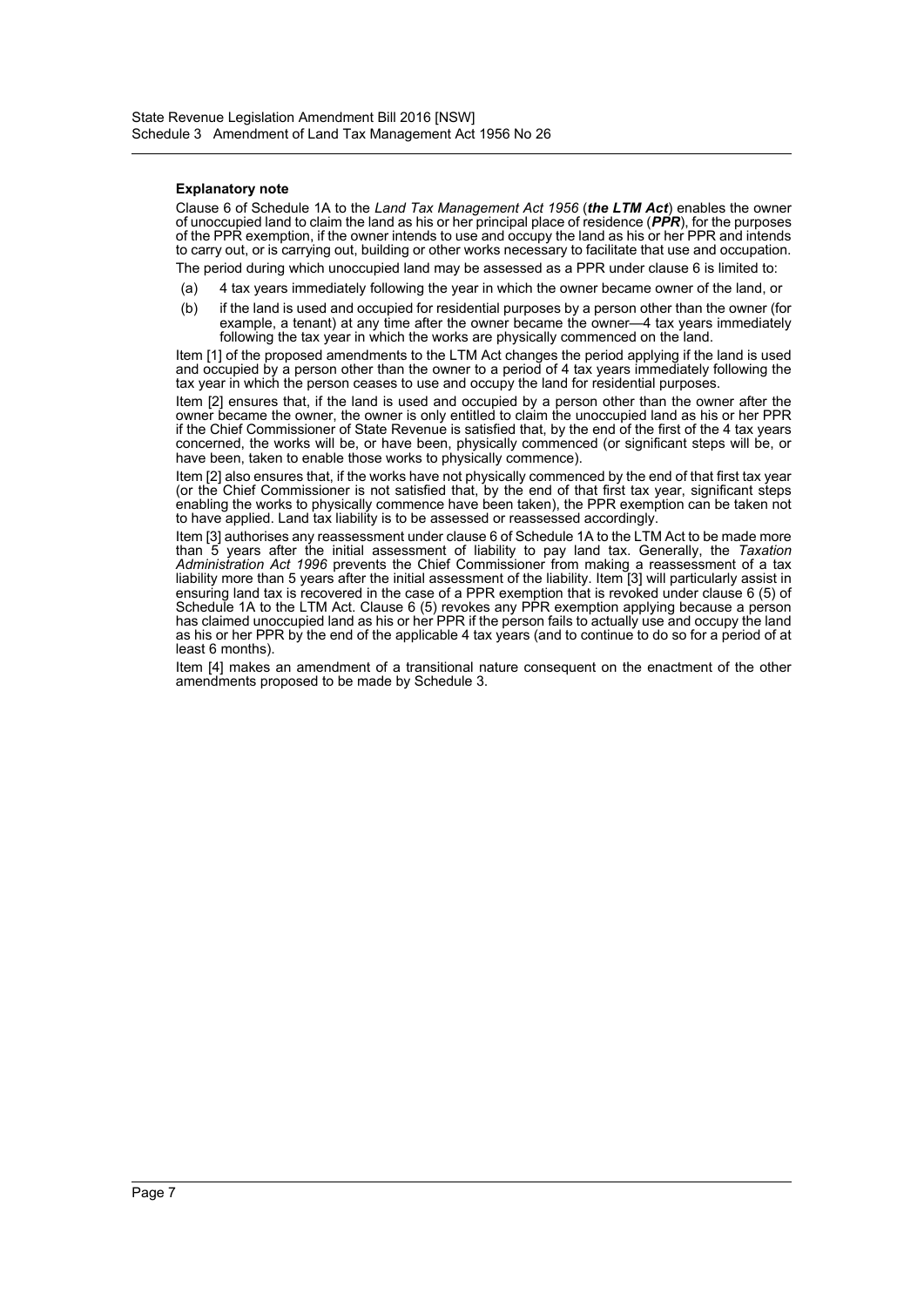#### Explanatory note

Clause 6 of Schedule 1A to the *Land Tax Management Act 1956* (***the LTM Act***) enables the owner of unoccupied land to claim the land as his or her principal place of residence (***PPR***), for the purposes of the PPR exemption, if the owner intends to use and occupy the land as his or her PPR and intends to carry out, or is carrying out, building or other works necessary to facilitate that use and occupation.

The period during which unoccupied land may be assessed as a PPR under clause 6 is limited to:

(a) 4 tax years immediately following the year in which the owner became owner of the land, or

(b) if the land is used and occupied for residential purposes by a person other than the owner (for example, a tenant) at any time after the owner became the owner—4 tax years immediately following the tax year in which the works are physically commenced on the land.

Item [1] of the proposed amendments to the LTM Act changes the period applying if the land is used and occupied by a person other than the owner to a period of 4 tax years immediately following the tax year in which the person ceases to use and occupy the land for residential purposes.

Item [2] ensures that, if the land is used and occupied by a person other than the owner after the owner became the owner, the owner is only entitled to claim the unoccupied land as his or her PPR if the Chief Commissioner of State Revenue is satisfied that, by the end of the first of the 4 tax years concerned, the works will be, or have been, physically commenced (or significant steps will be, or have been, taken to enable those works to physically commence).

Item [2] also ensures that, if the works have not physically commenced by the end of that first tax year (or the Chief Commissioner is not satisfied that, by the end of that first tax year, significant steps enabling the works to physically commence have been taken), the PPR exemption can be taken not to have applied. Land tax liability is to be assessed or reassessed accordingly.

Item [3] authorises any reassessment under clause 6 of Schedule 1A to the LTM Act to be made more than 5 years after the initial assessment of liability to pay land tax. Generally, the *Taxation Administration Act 1996* prevents the Chief Commissioner from making a reassessment of a tax liability more than 5 years after the initial assessment of the liability. Item [3] will particularly assist in ensuring land tax is recovered in the case of a PPR exemption that is revoked under clause 6 (5) of Schedule 1A to the LTM Act. Clause 6 (5) revokes any PPR exemption applying because a person has claimed unoccupied land as his or her PPR if the person fails to actually use and occupy the land as his or her PPR by the end of the applicable 4 tax years (and to continue to do so for a period of at least 6 months).

Item [4] makes an amendment of a transitional nature consequent on the enactment of the other amendments proposed to be made by Schedule 3.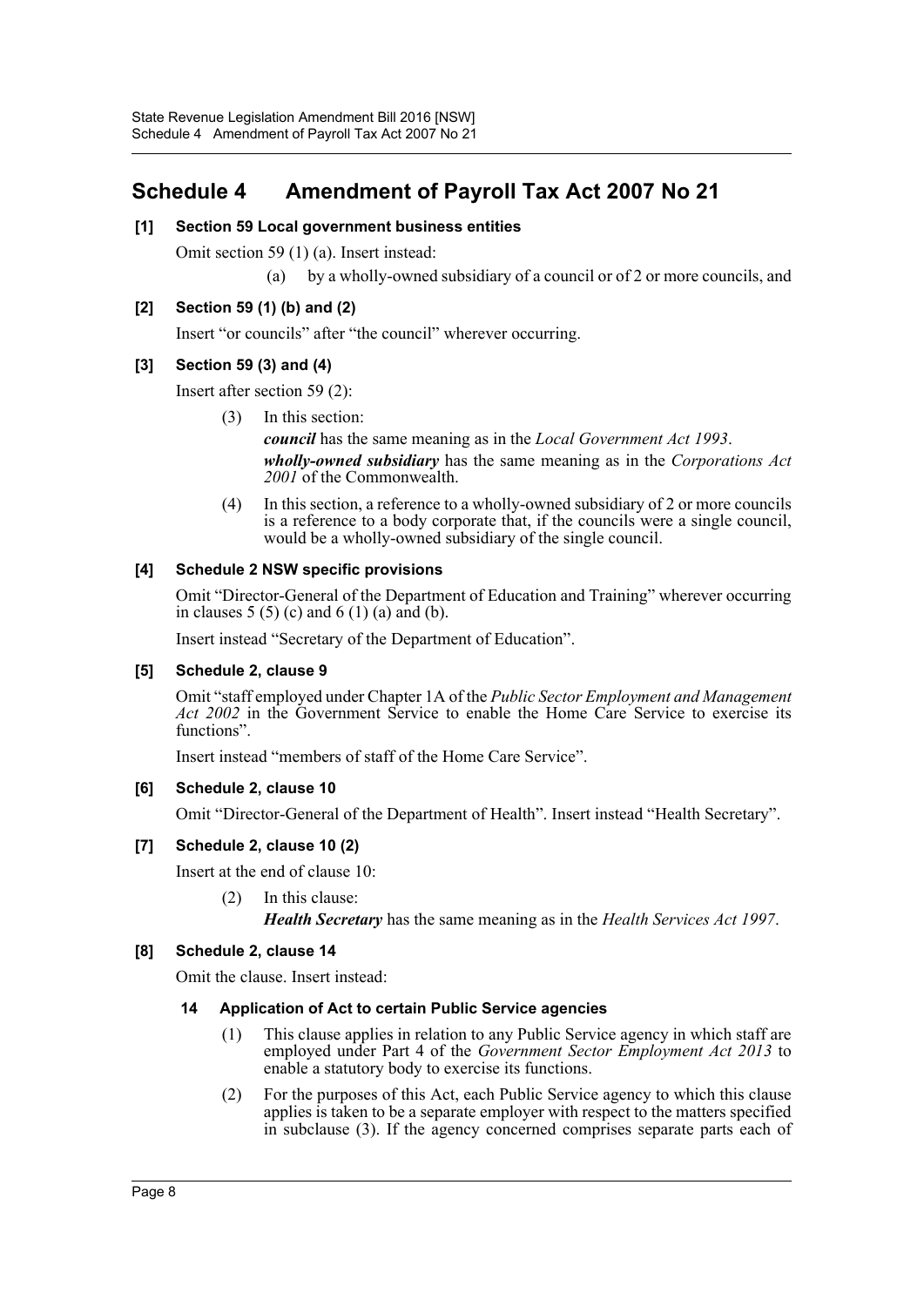# Schedule 4 Amendment of Payroll Tax Act 2007 No 21

**[1] Section 59 Local government business entities**

Omit section 59 (1) (a). Insert instead:

(a) by a wholly-owned subsidiary of a council or of 2 or more councils, and

**[2] Section 59 (1) (b) and (2)**

Insert "or councils" after "the council" wherever occurring.

**[3] Section 59 (3) and (4)**

Insert after section 59 (2):

(3) In this section:

***council*** has the same meaning as in the *Local Government Act 1993*.

***wholly-owned subsidiary*** has the same meaning as in the *Corporations Act 2001* of the Commonwealth.

(4) In this section, a reference to a wholly-owned subsidiary of 2 or more councils is a reference to a body corporate that, if the councils were a single council, would be a wholly-owned subsidiary of the single council.

**[4] Schedule 2 NSW specific provisions**

Omit "Director-General of the Department of Education and Training" wherever occurring in clauses 5 (5) (c) and 6 (1) (a) and (b).

Insert instead "Secretary of the Department of Education".

**[5] Schedule 2, clause 9**

Omit "staff employed under Chapter 1A of the *Public Sector Employment and Management Act 2002* in the Government Service to enable the Home Care Service to exercise its functions".

Insert instead "members of staff of the Home Care Service".

**[6] Schedule 2, clause 10**

Omit "Director-General of the Department of Health". Insert instead "Health Secretary".

**[7] Schedule 2, clause 10 (2)**

Insert at the end of clause 10:

(2) In this clause:

***Health Secretary*** has the same meaning as in the *Health Services Act 1997*.

**[8] Schedule 2, clause 14**

Omit the clause. Insert instead:

**14 Application of Act to certain Public Service agencies**

(1) This clause applies in relation to any Public Service agency in which staff are employed under Part 4 of the *Government Sector Employment Act 2013* to enable a statutory body to exercise its functions.

(2) For the purposes of this Act, each Public Service agency to which this clause applies is taken to be a separate employer with respect to the matters specified in subclause (3). If the agency concerned comprises separate parts each of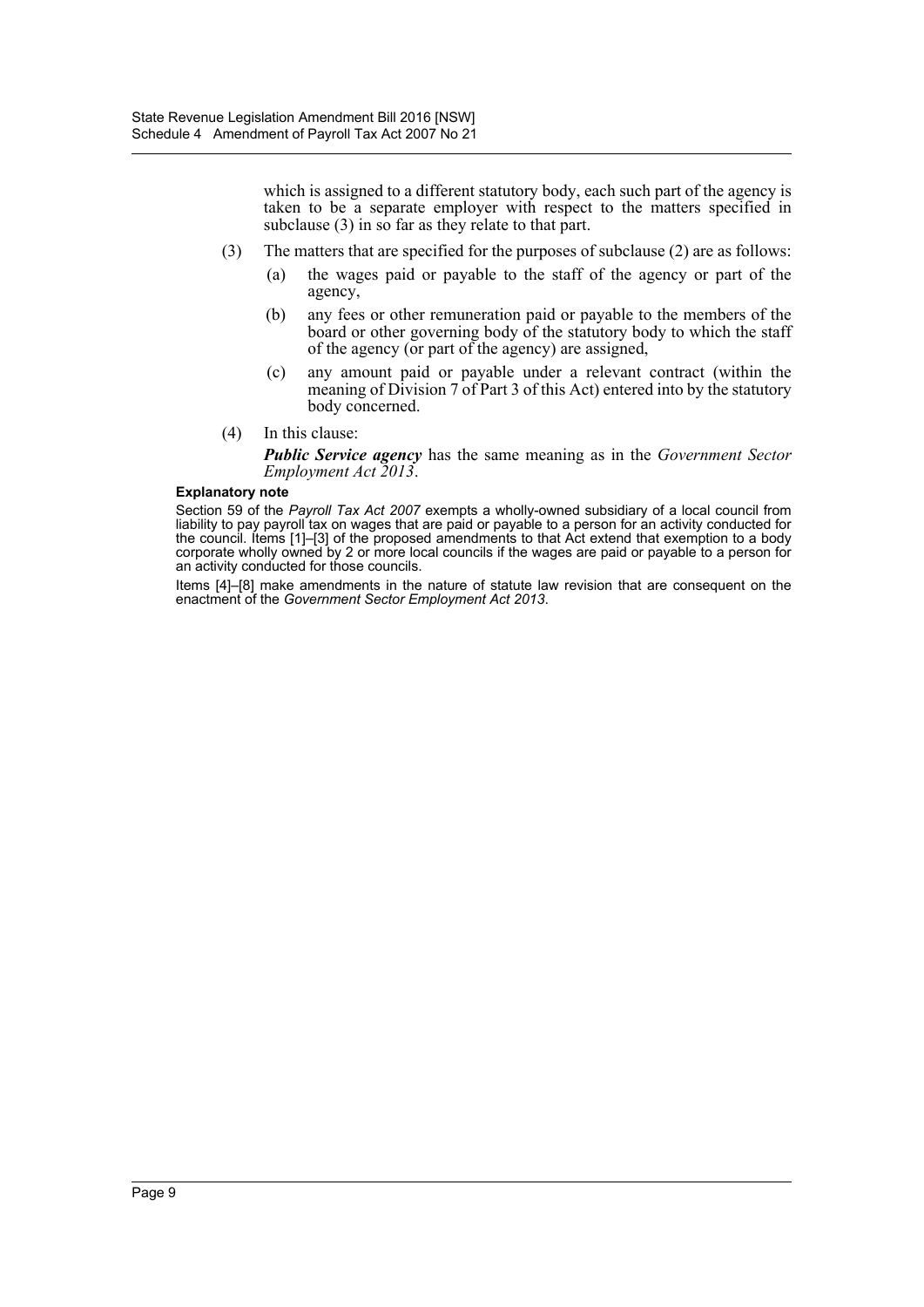which is assigned to a different statutory body, each such part of the agency is taken to be a separate employer with respect to the matters specified in subclause (3) in so far as they relate to that part.

(3) The matters that are specified for the purposes of subclause (2) are as follows:

(a) the wages paid or payable to the staff of the agency or part of the agency,

(b) any fees or other remuneration paid or payable to the members of the board or other governing body of the statutory body to which the staff of the agency (or part of the agency) are assigned,

(c) any amount paid or payable under a relevant contract (within the meaning of Division 7 of Part 3 of this Act) entered into by the statutory body concerned.

(4) In this clause:

***Public Service agency*** has the same meaning as in the *Government Sector Employment Act 2013*.

**Explanatory note**

Section 59 of the *Payroll Tax Act 2007* exempts a wholly-owned subsidiary of a local council from liability to pay payroll tax on wages that are paid or payable to a person for an activity conducted for the council. Items [1]–[3] of the proposed amendments to that Act extend that exemption to a body corporate wholly owned by 2 or more local councils if the wages are paid or payable to a person for an activity conducted for those councils.

Items [4]–[8] make amendments in the nature of statute law revision that are consequent on the enactment of the *Government Sector Employment Act 2013*.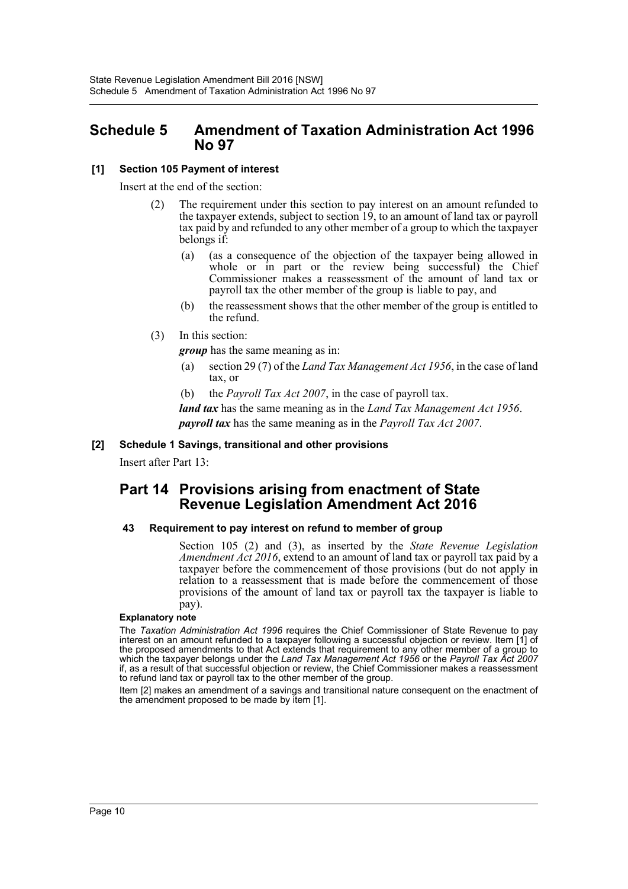# Schedule 5 Amendment of Taxation Administration Act 1996 No 97

**[1] Section 105 Payment of interest**

Insert at the end of the section:

(2) The requirement under this section to pay interest on an amount refunded to the taxpayer extends, subject to section 19, to an amount of land tax or payroll tax paid by and refunded to any other member of a group to which the taxpayer belongs if:

(a) (as a consequence of the objection of the taxpayer being allowed in whole or in part or the review being successful) the Chief Commissioner makes a reassessment of the amount of land tax or payroll tax the other member of the group is liable to pay, and

(b) the reassessment shows that the other member of the group is entitled to the refund.

(3) In this section:

***group*** has the same meaning as in:

(a) section 29 (7) of the *Land Tax Management Act 1956*, in the case of land tax, or

(b) the *Payroll Tax Act 2007*, in the case of payroll tax.

***land tax*** has the same meaning as in the *Land Tax Management Act 1956*.

***payroll tax*** has the same meaning as in the *Payroll Tax Act 2007*.

**[2] Schedule 1 Savings, transitional and other provisions**

Insert after Part 13:

## Part 14 Provisions arising from enactment of State Revenue Legislation Amendment Act 2016

**43 Requirement to pay interest on refund to member of group**

Section 105 (2) and (3), as inserted by the *State Revenue Legislation Amendment Act 2016*, extend to an amount of land tax or payroll tax paid by a taxpayer before the commencement of those provisions (but do not apply in relation to a reassessment that is made before the commencement of those provisions of the amount of land tax or payroll tax the taxpayer is liable to pay).

**Explanatory note**

The *Taxation Administration Act 1996* requires the Chief Commissioner of State Revenue to pay interest on an amount refunded to a taxpayer following a successful objection or review. Item [1] of the proposed amendments to that Act extends that requirement to any other member of a group to which the taxpayer belongs under the *Land Tax Management Act 1956* or the *Payroll Tax Act 2007* if, as a result of that successful objection or review, the Chief Commissioner makes a reassessment to refund land tax or payroll tax to the other member of the group.

Item [2] makes an amendment of a savings and transitional nature consequent on the enactment of the amendment proposed to be made by item [1].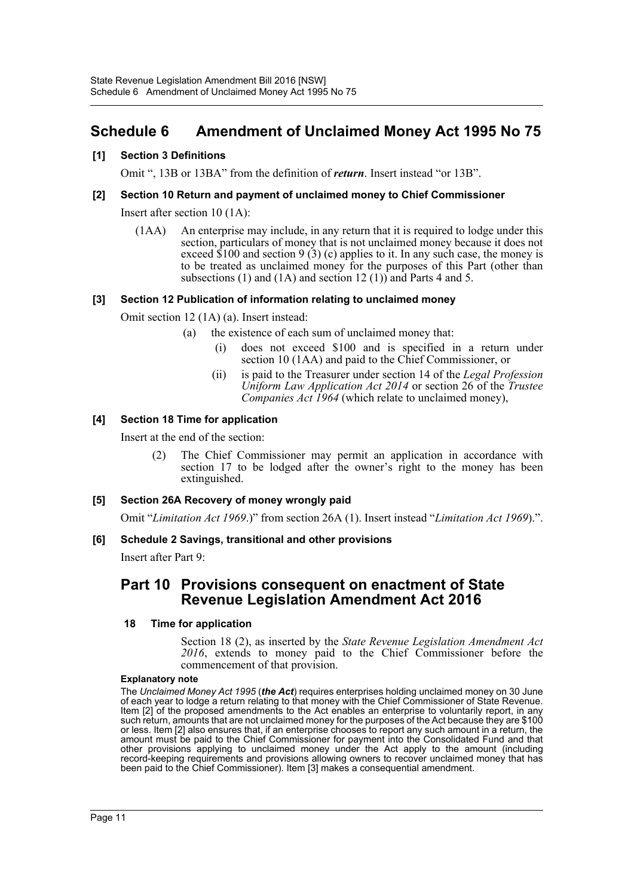# Schedule 6 Amendment of Unclaimed Money Act 1995 No 75

### [1] Section 3 Definitions

Omit ", 13B or 13BA" from the definition of ***return***. Insert instead "or 13B".

### [2] Section 10 Return and payment of unclaimed money to Chief Commissioner

Insert after section 10 (1A):

(1AA) An enterprise may include, in any return that it is required to lodge under this section, particulars of money that is not unclaimed money because it does not exceed $100 and section 9 (3) (c) applies to it. In any such case, the money is to be treated as unclaimed money for the purposes of this Part (other than subsections (1) and (1A) and section 12 (1)) and Parts 4 and 5.

### [3] Section 12 Publication of information relating to unclaimed money

Omit section 12 (1A) (a). Insert instead:

- (a) the existence of each sum of unclaimed money that:
  - (i) does not exceed $100 and is specified in a return under section 10 (1AA) and paid to the Chief Commissioner, or
  - (ii) is paid to the Treasurer under section 14 of the *Legal Profession Uniform Law Application Act 2014* or section 26 of the *Trustee Companies Act 1964* (which relate to unclaimed money),

### [4] Section 18 Time for application

Insert at the end of the section:

(2) The Chief Commissioner may permit an application in accordance with section 17 to be lodged after the owner's right to the money has been extinguished.

### [5] Section 26A Recovery of money wrongly paid

Omit "*Limitation Act 1969*.)" from section 26A (1). Insert instead "*Limitation Act 1969*).".

### [6] Schedule 2 Savings, transitional and other provisions

Insert after Part 9:

## Part 10 Provisions consequent on enactment of State Revenue Legislation Amendment Act 2016

### 18 Time for application

Section 18 (2), as inserted by the *State Revenue Legislation Amendment Act 2016*, extends to money paid to the Chief Commissioner before the commencement of that provision.

#### Explanatory note

The *Unclaimed Money Act 1995* (***the Act***) requires enterprises holding unclaimed money on 30 June of each year to lodge a return relating to that money with the Chief Commissioner of State Revenue. Item [2] of the proposed amendments to the Act enables an enterprise to voluntarily report, in any such return, amounts that are not unclaimed money for the purposes of the Act because they are $100 or less. Item [2] also ensures that, if an enterprise chooses to report any such amount in a return, the amount must be paid to the Chief Commissioner for payment into the Consolidated Fund and that other provisions applying to unclaimed money under the Act apply to the amount (including record-keeping requirements and provisions allowing owners to recover unclaimed money that has been paid to the Chief Commissioner). Item [3] makes a consequential amendment.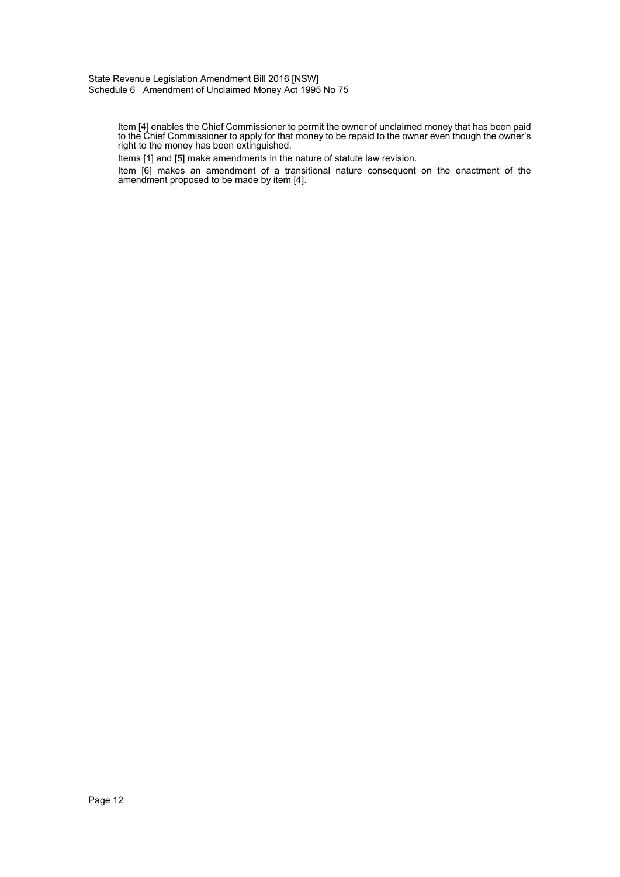Item [4] enables the Chief Commissioner to permit the owner of unclaimed money that has been paid to the Chief Commissioner to apply for that money to be repaid to the owner even though the owner's right to the money has been extinguished.

Items [1] and [5] make amendments in the nature of statute law revision.

Item [6] makes an amendment of a transitional nature consequent on the enactment of the amendment proposed to be made by item [4].